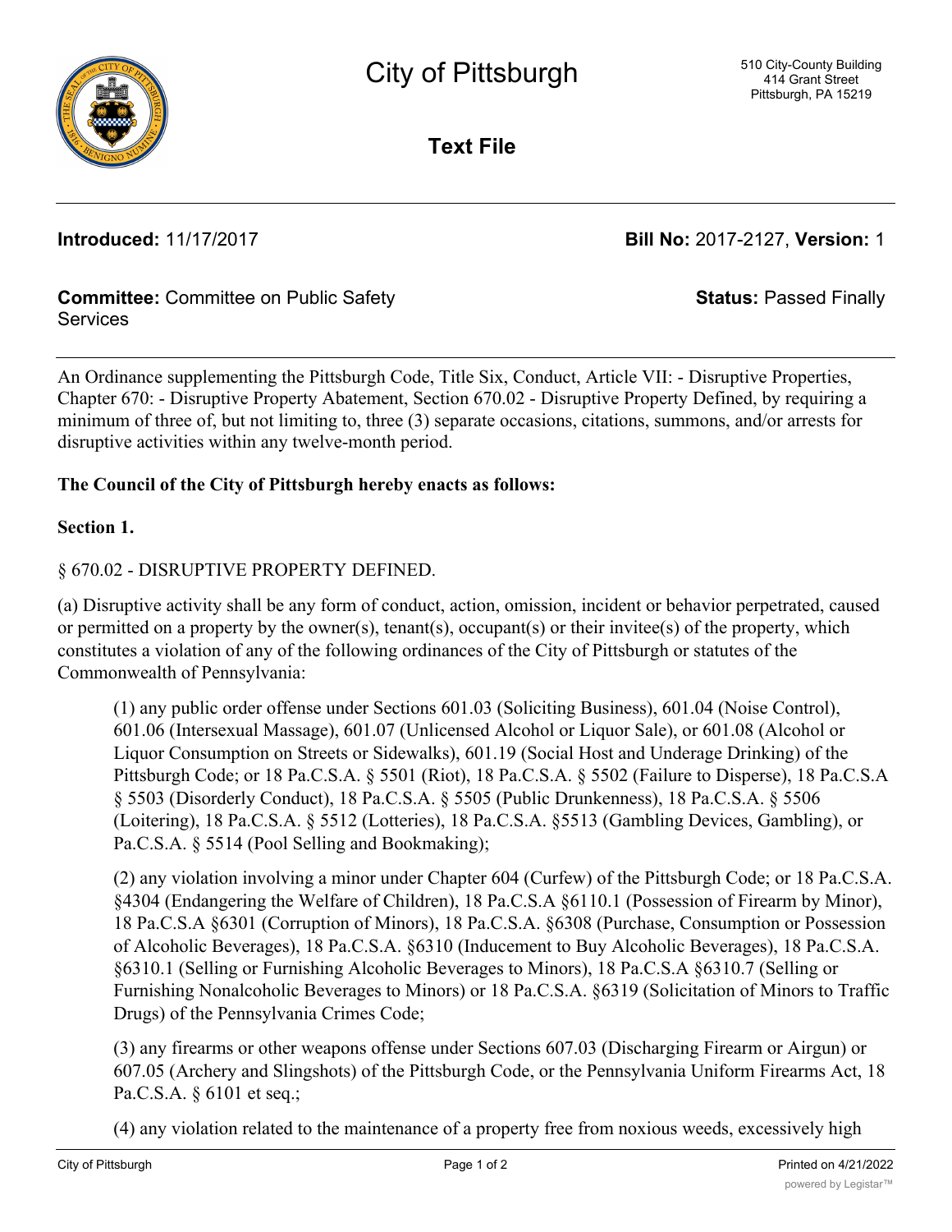# City of Pittsburgh

510 City-County Building
414 Grant Street
Pittsburgh, PA 15219

## Text File

**Introduced:** 11/17/2017 **Bill No:** 2017-2127, **Version:** 1

**Committee:** Committee on Public Safety Services **Status:** Passed Finally

An Ordinance supplementing the Pittsburgh Code, Title Six, Conduct, Article VII: - Disruptive Properties, Chapter 670: - Disruptive Property Abatement, Section 670.02 - Disruptive Property Defined, by requiring a minimum of three of, but not limiting to, three (3) separate occasions, citations, summons, and/or arrests for disruptive activities within any twelve-month period.

**The Council of the City of Pittsburgh hereby enacts as follows:**

**Section 1.**

§ 670.02 - DISRUPTIVE PROPERTY DEFINED.

(a) Disruptive activity shall be any form of conduct, action, omission, incident or behavior perpetrated, caused or permitted on a property by the owner(s), tenant(s), occupant(s) or their invitee(s) of the property, which constitutes a violation of any of the following ordinances of the City of Pittsburgh or statutes of the Commonwealth of Pennsylvania:

(1) any public order offense under Sections 601.03 (Soliciting Business), 601.04 (Noise Control), 601.06 (Intersexual Massage), 601.07 (Unlicensed Alcohol or Liquor Sale), or 601.08 (Alcohol or Liquor Consumption on Streets or Sidewalks), 601.19 (Social Host and Underage Drinking) of the Pittsburgh Code; or 18 Pa.C.S.A. § 5501 (Riot), 18 Pa.C.S.A. § 5502 (Failure to Disperse), 18 Pa.C.S.A § 5503 (Disorderly Conduct), 18 Pa.C.S.A. § 5505 (Public Drunkenness), 18 Pa.C.S.A. § 5506 (Loitering), 18 Pa.C.S.A. § 5512 (Lotteries), 18 Pa.C.S.A. §5513 (Gambling Devices, Gambling), or Pa.C.S.A. § 5514 (Pool Selling and Bookmaking);

(2) any violation involving a minor under Chapter 604 (Curfew) of the Pittsburgh Code; or 18 Pa.C.S.A. §4304 (Endangering the Welfare of Children), 18 Pa.C.S.A §6110.1 (Possession of Firearm by Minor), 18 Pa.C.S.A §6301 (Corruption of Minors), 18 Pa.C.S.A. §6308 (Purchase, Consumption or Possession of Alcoholic Beverages), 18 Pa.C.S.A. §6310 (Inducement to Buy Alcoholic Beverages), 18 Pa.C.S.A. §6310.1 (Selling or Furnishing Alcoholic Beverages to Minors), 18 Pa.C.S.A §6310.7 (Selling or Furnishing Nonalcoholic Beverages to Minors) or 18 Pa.C.S.A. §6319 (Solicitation of Minors to Traffic Drugs) of the Pennsylvania Crimes Code;

(3) any firearms or other weapons offense under Sections 607.03 (Discharging Firearm or Airgun) or 607.05 (Archery and Slingshots) of the Pittsburgh Code, or the Pennsylvania Uniform Firearms Act, 18 Pa.C.S.A. § 6101 et seq.;

(4) any violation related to the maintenance of a property free from noxious weeds, excessively high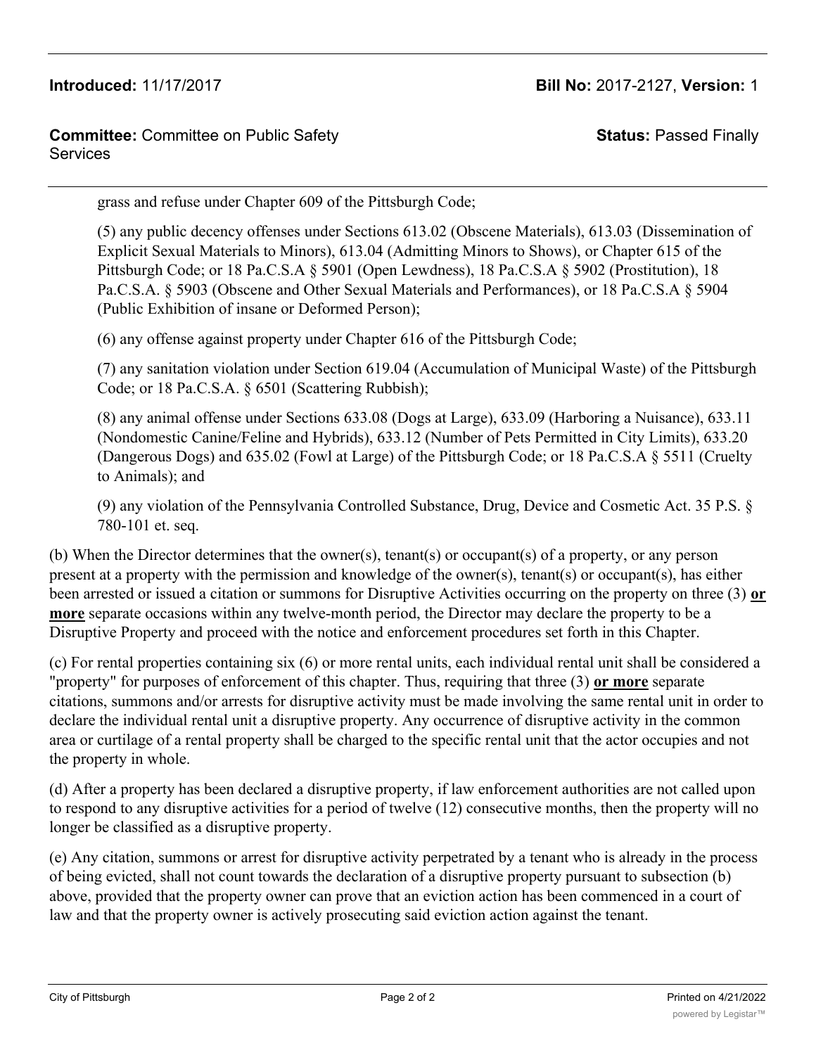grass and refuse under Chapter 609 of the Pittsburgh Code;

(5) any public decency offenses under Sections 613.02 (Obscene Materials), 613.03 (Dissemination of Explicit Sexual Materials to Minors), 613.04 (Admitting Minors to Shows), or Chapter 615 of the Pittsburgh Code; or 18 Pa.C.S.A § 5901 (Open Lewdness), 18 Pa.C.S.A § 5902 (Prostitution), 18 Pa.C.S.A. § 5903 (Obscene and Other Sexual Materials and Performances), or 18 Pa.C.S.A § 5904 (Public Exhibition of insane or Deformed Person);

(6) any offense against property under Chapter 616 of the Pittsburgh Code;

(7) any sanitation violation under Section 619.04 (Accumulation of Municipal Waste) of the Pittsburgh Code; or 18 Pa.C.S.A. § 6501 (Scattering Rubbish);

(8) any animal offense under Sections 633.08 (Dogs at Large), 633.09 (Harboring a Nuisance), 633.11 (Nondomestic Canine/Feline and Hybrids), 633.12 (Number of Pets Permitted in City Limits), 633.20 (Dangerous Dogs) and 635.02 (Fowl at Large) of the Pittsburgh Code; or 18 Pa.C.S.A § 5511 (Cruelty to Animals); and

(9) any violation of the Pennsylvania Controlled Substance, Drug, Device and Cosmetic Act. 35 P.S. § 780-101 et. seq.

(b) When the Director determines that the owner(s), tenant(s) or occupant(s) of a property, or any person present at a property with the permission and knowledge of the owner(s), tenant(s) or occupant(s), has either been arrested or issued a citation or summons for Disruptive Activities occurring on the property on three (3) **or more** separate occasions within any twelve-month period, the Director may declare the property to be a Disruptive Property and proceed with the notice and enforcement procedures set forth in this Chapter.

(c) For rental properties containing six (6) or more rental units, each individual rental unit shall be considered a "property" for purposes of enforcement of this chapter. Thus, requiring that three (3) **or more** separate citations, summons and/or arrests for disruptive activity must be made involving the same rental unit in order to declare the individual rental unit a disruptive property. Any occurrence of disruptive activity in the common area or curtilage of a rental property shall be charged to the specific rental unit that the actor occupies and not the property in whole.

(d) After a property has been declared a disruptive property, if law enforcement authorities are not called upon to respond to any disruptive activities for a period of twelve (12) consecutive months, then the property will no longer be classified as a disruptive property.

(e) Any citation, summons or arrest for disruptive activity perpetrated by a tenant who is already in the process of being evicted, shall not count towards the declaration of a disruptive property pursuant to subsection (b) above, provided that the property owner can prove that an eviction action has been commenced in a court of law and that the property owner is actively prosecuting said eviction action against the tenant.